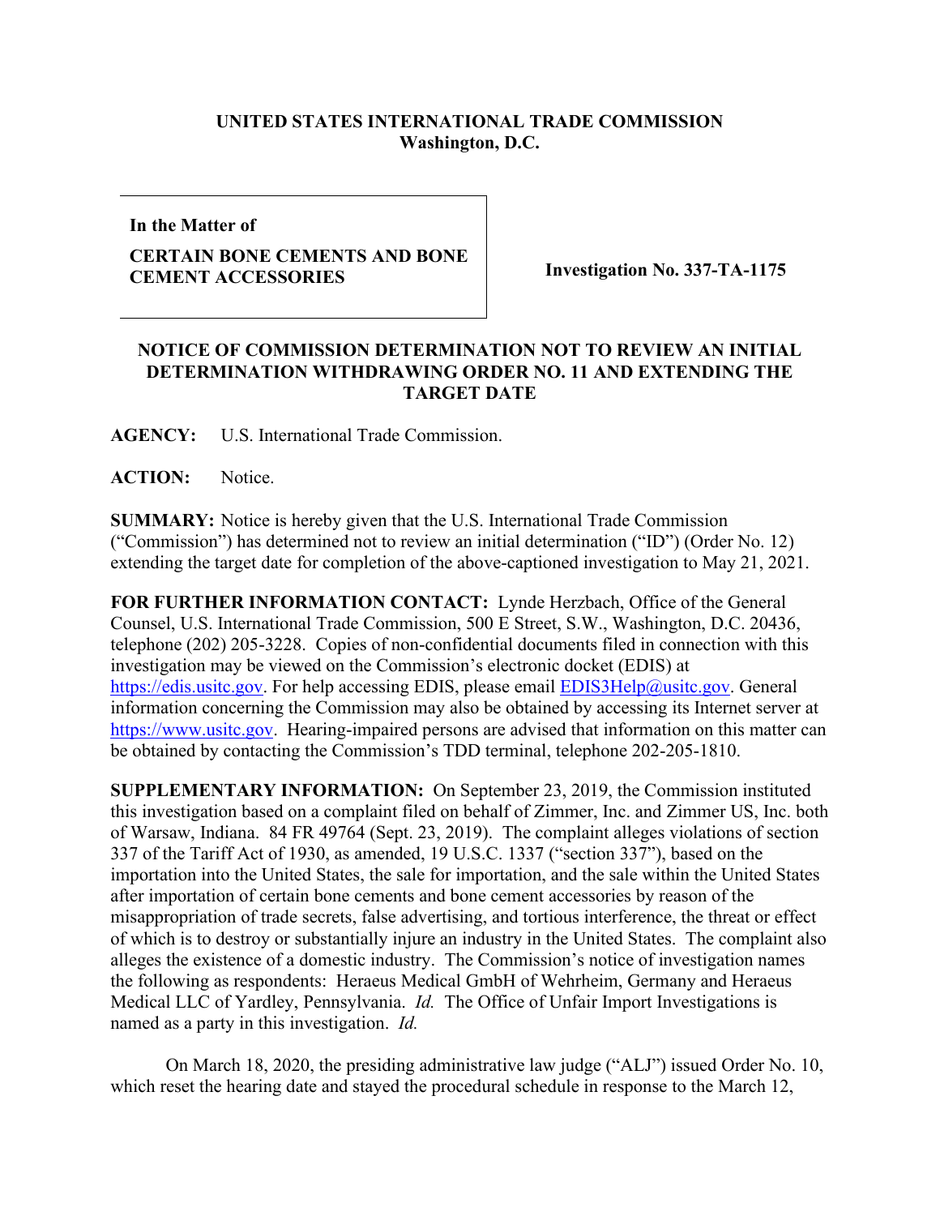**UNITED STATES INTERNATIONAL TRADE COMMISSION**
**Washington, D.C.**

| | |
|---|---|
| **In the Matter of** <br> **CERTAIN BONE CEMENTS AND BONE CEMENT ACCESSORIES** | **Investigation No. 337-TA-1175** |

**NOTICE OF COMMISSION DETERMINATION NOT TO REVIEW AN INITIAL DETERMINATION WITHDRAWING ORDER NO. 11 AND EXTENDING THE TARGET DATE**

**AGENCY:** U.S. International Trade Commission.

**ACTION:** Notice.

**SUMMARY:** Notice is hereby given that the U.S. International Trade Commission ("Commission") has determined not to review an initial determination ("ID") (Order No. 12) extending the target date for completion of the above-captioned investigation to May 21, 2021.

**FOR FURTHER INFORMATION CONTACT:** Lynde Herzbach, Office of the General Counsel, U.S. International Trade Commission, 500 E Street, S.W., Washington, D.C. 20436, telephone (202) 205-3228. Copies of non-confidential documents filed in connection with this investigation may be viewed on the Commission's electronic docket (EDIS) at https://edis.usitc.gov. For help accessing EDIS, please email EDIS3Help@usitc.gov. General information concerning the Commission may also be obtained by accessing its Internet server at https://www.usitc.gov. Hearing-impaired persons are advised that information on this matter can be obtained by contacting the Commission's TDD terminal, telephone 202-205-1810.

**SUPPLEMENTARY INFORMATION:** On September 23, 2019, the Commission instituted this investigation based on a complaint filed on behalf of Zimmer, Inc. and Zimmer US, Inc. both of Warsaw, Indiana. 84 FR 49764 (Sept. 23, 2019). The complaint alleges violations of section 337 of the Tariff Act of 1930, as amended, 19 U.S.C. 1337 ("section 337"), based on the importation into the United States, the sale for importation, and the sale within the United States after importation of certain bone cements and bone cement accessories by reason of the misappropriation of trade secrets, false advertising, and tortious interference, the threat or effect of which is to destroy or substantially injure an industry in the United States. The complaint also alleges the existence of a domestic industry. The Commission's notice of investigation names the following as respondents: Heraeus Medical GmbH of Wehrheim, Germany and Heraeus Medical LLC of Yardley, Pennsylvania. *Id.* The Office of Unfair Import Investigations is named as a party in this investigation. *Id.*

On March 18, 2020, the presiding administrative law judge ("ALJ") issued Order No. 10, which reset the hearing date and stayed the procedural schedule in response to the March 12,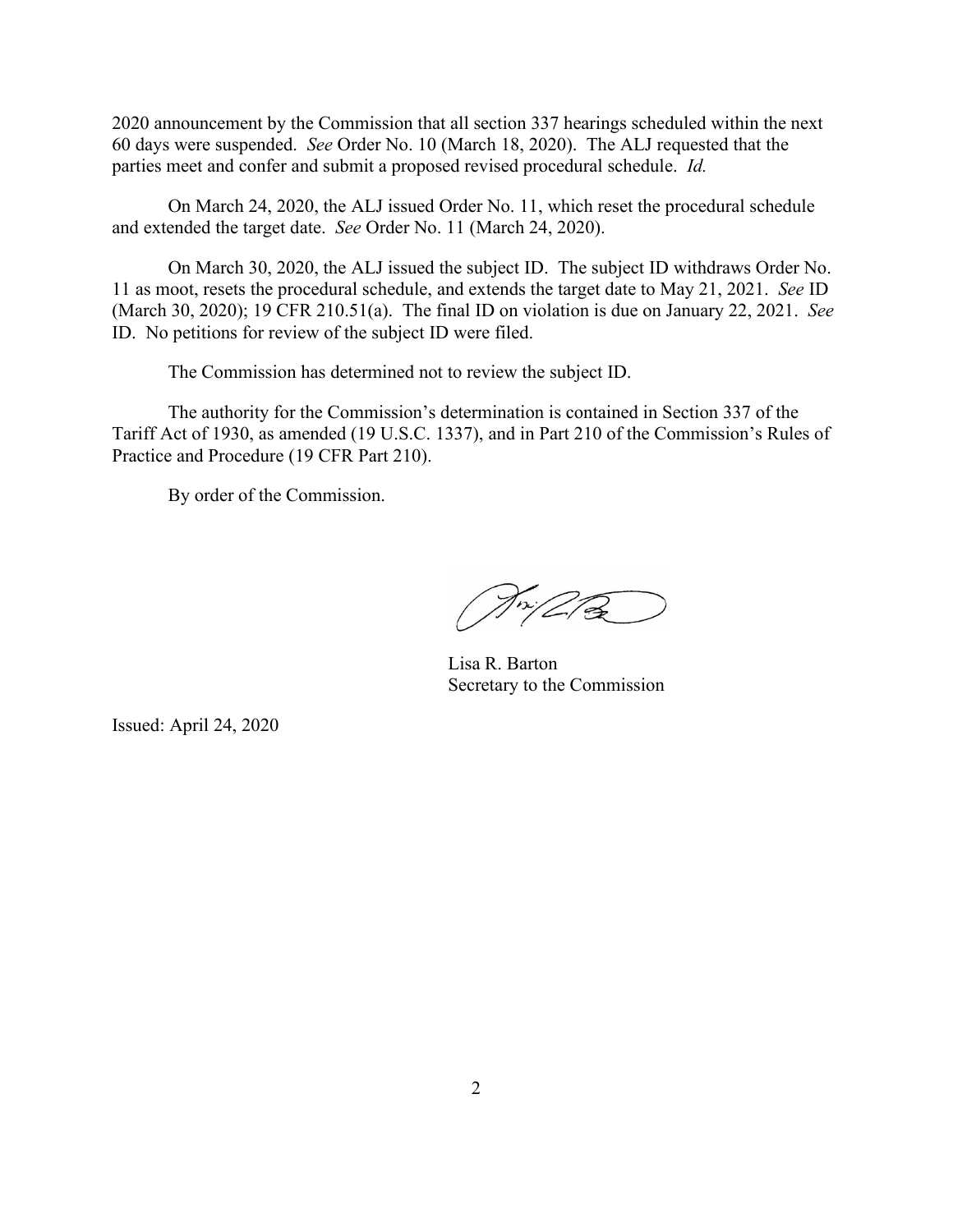2020 announcement by the Commission that all section 337 hearings scheduled within the next 60 days were suspended. *See* Order No. 10 (March 18, 2020). The ALJ requested that the parties meet and confer and submit a proposed revised procedural schedule. *Id.*

On March 24, 2020, the ALJ issued Order No. 11, which reset the procedural schedule and extended the target date. *See* Order No. 11 (March 24, 2020).

On March 30, 2020, the ALJ issued the subject ID. The subject ID withdraws Order No. 11 as moot, resets the procedural schedule, and extends the target date to May 21, 2021. *See* ID (March 30, 2020); 19 CFR 210.51(a). The final ID on violation is due on January 22, 2021. *See* ID. No petitions for review of the subject ID were filed.

The Commission has determined not to review the subject ID.

The authority for the Commission's determination is contained in Section 337 of the Tariff Act of 1930, as amended (19 U.S.C. 1337), and in Part 210 of the Commission's Rules of Practice and Procedure (19 CFR Part 210).

By order of the Commission.

Lisa R. Barton
Secretary to the Commission

Issued: April 24, 2020